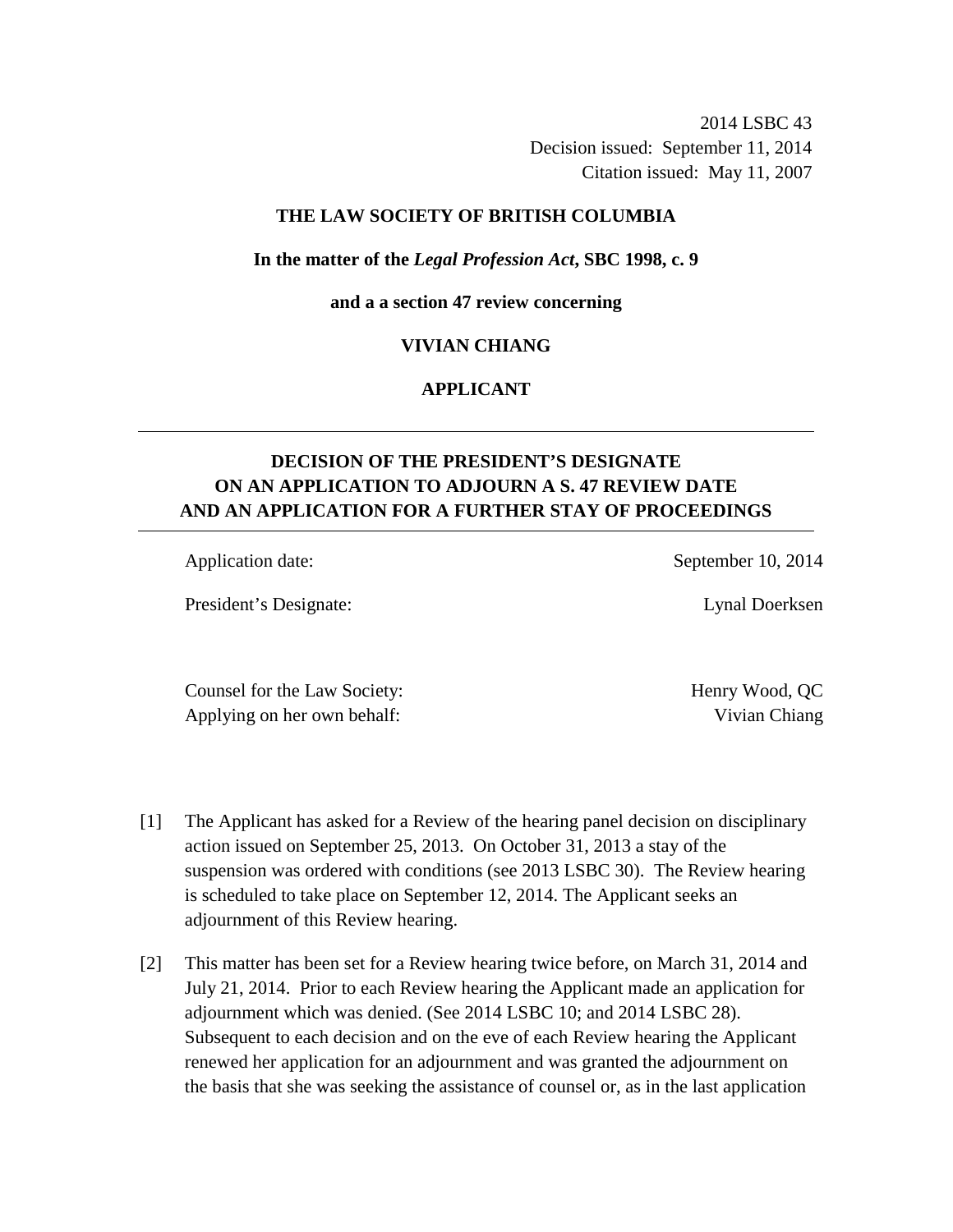2014 LSBC 43
Decision issued: September 11, 2014
Citation issued: May 11, 2007

**THE LAW SOCIETY OF BRITISH COLUMBIA**

**In the matter of the *Legal Profession Act*, SBC 1998, c. 9**

**and a a section 47 review concerning**

**VIVIAN CHIANG**

**APPLICANT**

---

## DECISION OF THE PRESIDENT'S DESIGNATE ON AN APPLICATION TO ADJOURN A S. 47 REVIEW DATE AND AN APPLICATION FOR A FURTHER STAY OF PROCEEDINGS

---

Application date: September 10, 2014

President's Designate: Lynal Doerksen

Counsel for the Law Society: Henry Wood, QC

Applying on her own behalf: Vivian Chiang

[1] The Applicant has asked for a Review of the hearing panel decision on disciplinary action issued on September 25, 2013. On October 31, 2013 a stay of the suspension was ordered with conditions (see 2013 LSBC 30). The Review hearing is scheduled to take place on September 12, 2014. The Applicant seeks an adjournment of this Review hearing.

[2] This matter has been set for a Review hearing twice before, on March 31, 2014 and July 21, 2014. Prior to each Review hearing the Applicant made an application for adjournment which was denied. (See 2014 LSBC 10; and 2014 LSBC 28). Subsequent to each decision and on the eve of each Review hearing the Applicant renewed her application for an adjournment and was granted the adjournment on the basis that she was seeking the assistance of counsel or, as in the last application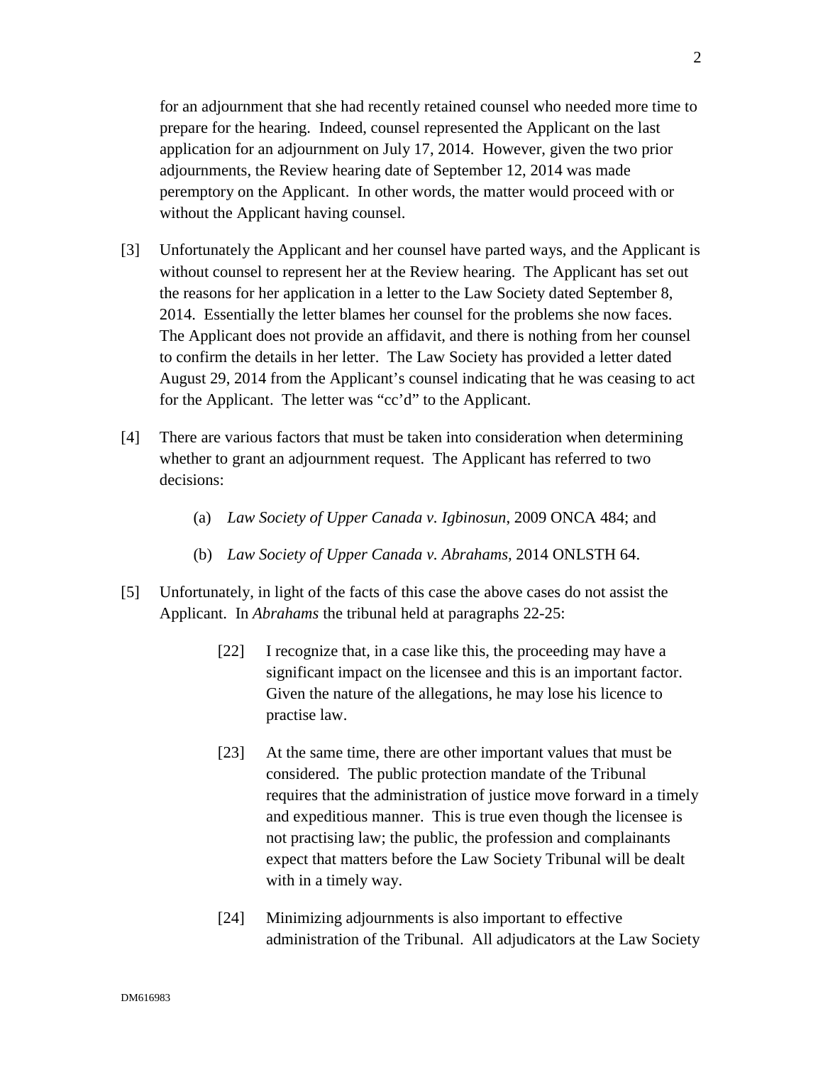for an adjournment that she had recently retained counsel who needed more time to prepare for the hearing. Indeed, counsel represented the Applicant on the last application for an adjournment on July 17, 2014. However, given the two prior adjournments, the Review hearing date of September 12, 2014 was made peremptory on the Applicant. In other words, the matter would proceed with or without the Applicant having counsel.

[3] Unfortunately the Applicant and her counsel have parted ways, and the Applicant is without counsel to represent her at the Review hearing. The Applicant has set out the reasons for her application in a letter to the Law Society dated September 8, 2014. Essentially the letter blames her counsel for the problems she now faces. The Applicant does not provide an affidavit, and there is nothing from her counsel to confirm the details in her letter. The Law Society has provided a letter dated August 29, 2014 from the Applicant's counsel indicating that he was ceasing to act for the Applicant. The letter was "cc'd" to the Applicant.

[4] There are various factors that must be taken into consideration when determining whether to grant an adjournment request. The Applicant has referred to two decisions:

(a) *Law Society of Upper Canada v. Igbinosun*, 2009 ONCA 484; and

(b) *Law Society of Upper Canada v. Abrahams,* 2014 ONLSTH 64.

[5] Unfortunately, in light of the facts of this case the above cases do not assist the Applicant. In *Abrahams* the tribunal held at paragraphs 22-25:

> [22] I recognize that, in a case like this, the proceeding may have a significant impact on the licensee and this is an important factor. Given the nature of the allegations, he may lose his licence to practise law.
>
> [23] At the same time, there are other important values that must be considered. The public protection mandate of the Tribunal requires that the administration of justice move forward in a timely and expeditious manner. This is true even though the licensee is not practising law; the public, the profession and complainants expect that matters before the Law Society Tribunal will be dealt with in a timely way.
>
> [24] Minimizing adjournments is also important to effective administration of the Tribunal. All adjudicators at the Law Society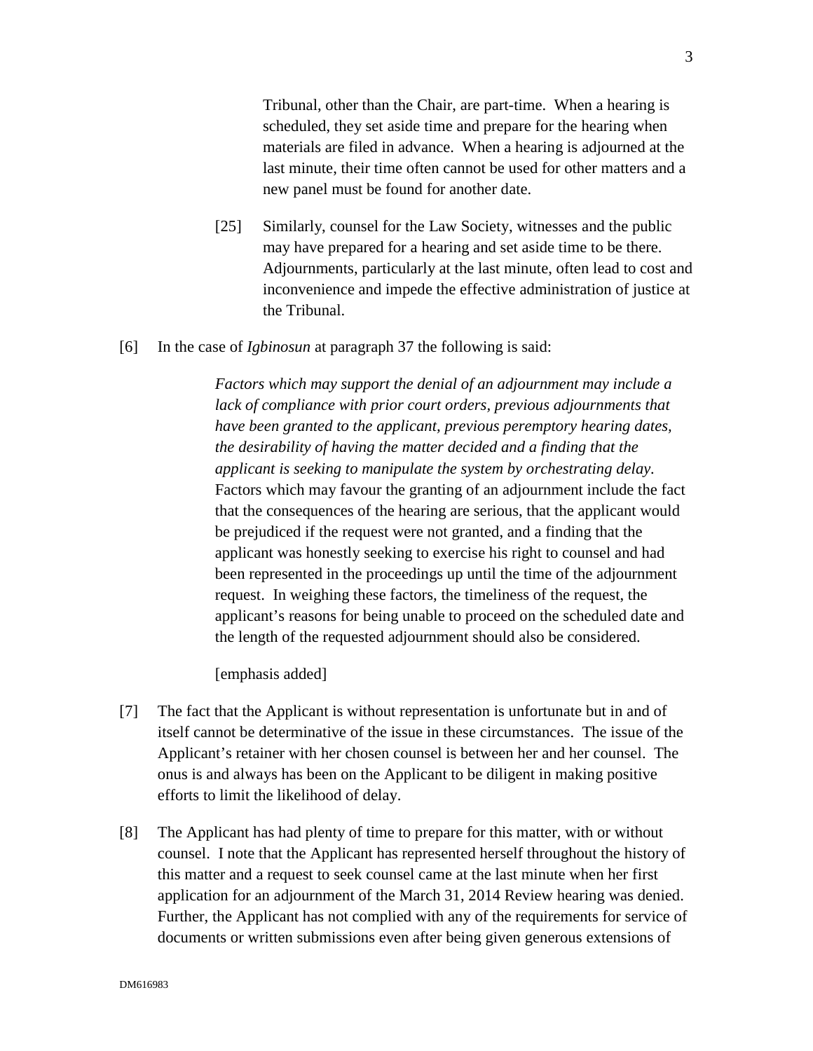> Tribunal, other than the Chair, are part-time. When a hearing is scheduled, they set aside time and prepare for the hearing when materials are filed in advance. When a hearing is adjourned at the last minute, their time often cannot be used for other matters and a new panel must be found for another date.
>
> [25] Similarly, counsel for the Law Society, witnesses and the public may have prepared for a hearing and set aside time to be there. Adjournments, particularly at the last minute, often lead to cost and inconvenience and impede the effective administration of justice at the Tribunal.

[6] In the case of *Igbinosun* at paragraph 37 the following is said:

> *Factors which may support the denial of an adjournment may include a lack of compliance with prior court orders, previous adjournments that have been granted to the applicant, previous peremptory hearing dates, the desirability of having the matter decided and a finding that the applicant is seeking to manipulate the system by orchestrating delay.* Factors which may favour the granting of an adjournment include the fact that the consequences of the hearing are serious, that the applicant would be prejudiced if the request were not granted, and a finding that the applicant was honestly seeking to exercise his right to counsel and had been represented in the proceedings up until the time of the adjournment request. In weighing these factors, the timeliness of the request, the applicant's reasons for being unable to proceed on the scheduled date and the length of the requested adjournment should also be considered.
>
> [emphasis added]

[7] The fact that the Applicant is without representation is unfortunate but in and of itself cannot be determinative of the issue in these circumstances. The issue of the Applicant's retainer with her chosen counsel is between her and her counsel. The onus is and always has been on the Applicant to be diligent in making positive efforts to limit the likelihood of delay.

[8] The Applicant has had plenty of time to prepare for this matter, with or without counsel. I note that the Applicant has represented herself throughout the history of this matter and a request to seek counsel came at the last minute when her first application for an adjournment of the March 31, 2014 Review hearing was denied. Further, the Applicant has not complied with any of the requirements for service of documents or written submissions even after being given generous extensions of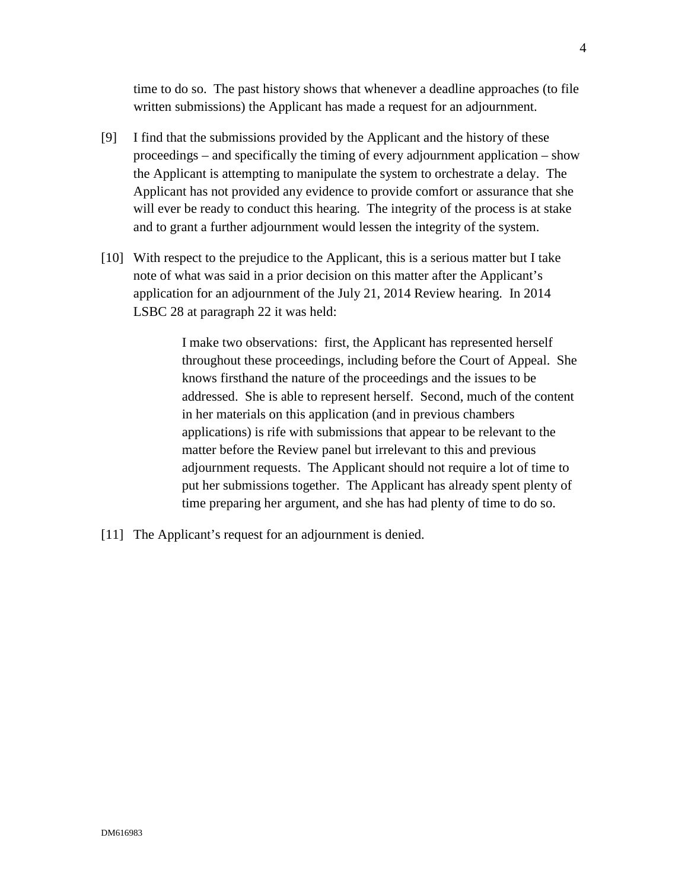time to do so. The past history shows that whenever a deadline approaches (to file written submissions) the Applicant has made a request for an adjournment.

[9] I find that the submissions provided by the Applicant and the history of these proceedings – and specifically the timing of every adjournment application – show the Applicant is attempting to manipulate the system to orchestrate a delay. The Applicant has not provided any evidence to provide comfort or assurance that she will ever be ready to conduct this hearing. The integrity of the process is at stake and to grant a further adjournment would lessen the integrity of the system.

[10] With respect to the prejudice to the Applicant, this is a serious matter but I take note of what was said in a prior decision on this matter after the Applicant's application for an adjournment of the July 21, 2014 Review hearing. In 2014 LSBC 28 at paragraph 22 it was held:

> I make two observations: first, the Applicant has represented herself throughout these proceedings, including before the Court of Appeal. She knows firsthand the nature of the proceedings and the issues to be addressed. She is able to represent herself. Second, much of the content in her materials on this application (and in previous chambers applications) is rife with submissions that appear to be relevant to the matter before the Review panel but irrelevant to this and previous adjournment requests. The Applicant should not require a lot of time to put her submissions together. The Applicant has already spent plenty of time preparing her argument, and she has had plenty of time to do so.

[11] The Applicant's request for an adjournment is denied.

DM616983